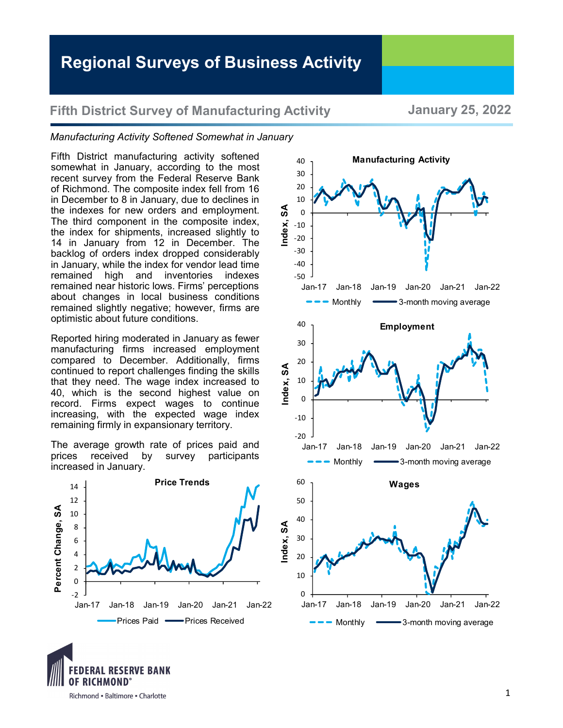# Regional Surveys of Business Activity

## Fifth District Survey of Manufacturing Activity

**January 25, 2022**

*Manufacturing Activity Softened Somewhat in January*

Fifth District manufacturing activity softened somewhat in January, according to the most recent survey from the Federal Reserve Bank of Richmond. The composite index fell from 16 in December to 8 in January, due to declines in the indexes for new orders and employment. The third component in the composite index, the index for shipments, increased slightly to 14 in January from 12 in December. The backlog of orders index dropped considerably in January, while the index for vendor lead time remained high and inventories indexes remained near historic lows. Firms' perceptions about changes in local business conditions remained slightly negative; however, firms are optimistic about future conditions.

Reported hiring moderated in January as fewer manufacturing firms increased employment compared to December. Additionally, firms continued to report challenges finding the skills that they need. The wage index increased to 40, which is the second highest value on record. Firms expect wages to continue increasing, with the expected wage index remaining firmly in expansionary territory.

The average growth rate of prices paid and prices received by survey participants increased in January.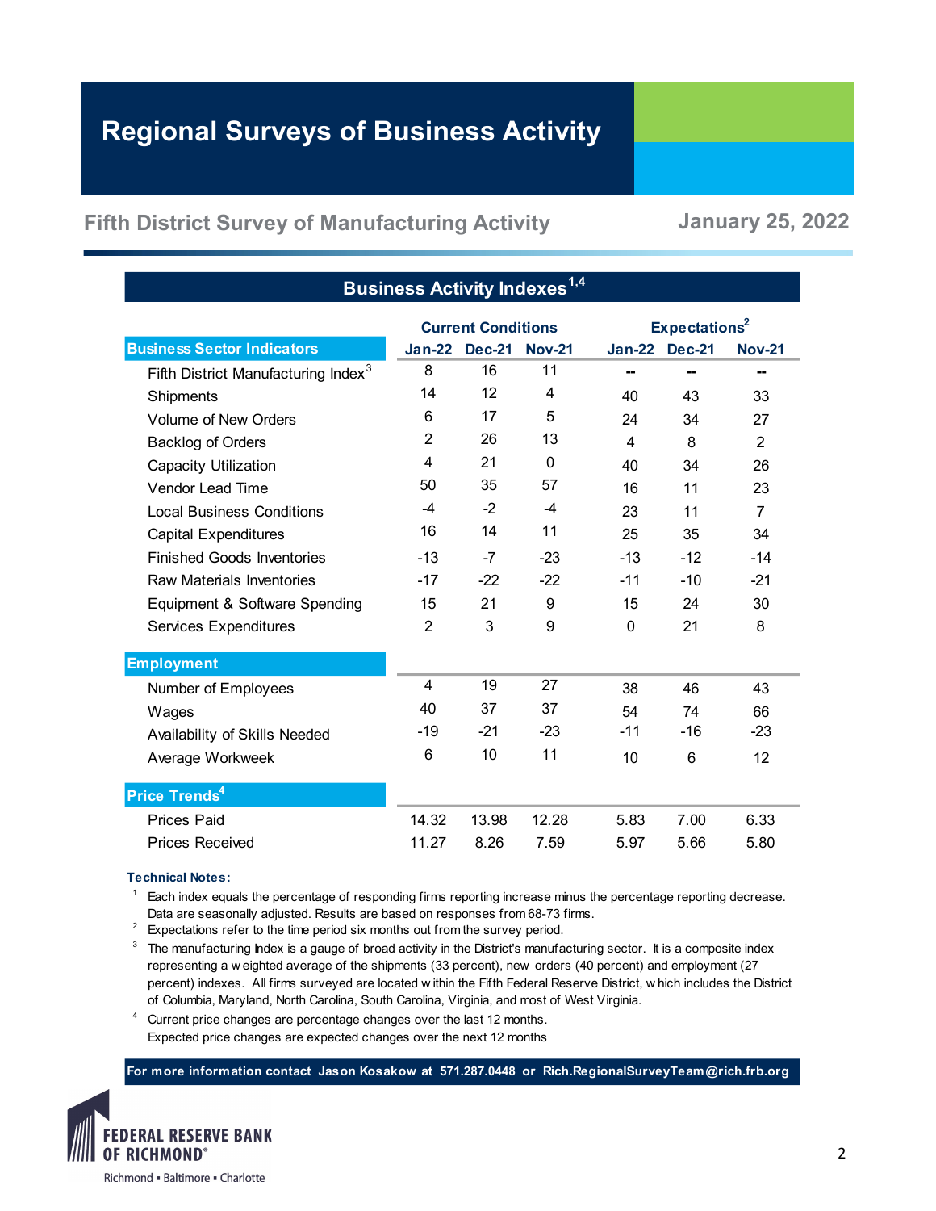# Regional Surveys of Business Activity

## Fifth District Survey of Manufacturing Activity

January 25, 2022

### Business Activity Indexes[1,4]

| Business Sector Indicators | Current Conditions Jan-22 | Current Conditions Dec-21 | Current Conditions Nov-21 | Expectations[2] Jan-22 | Expectations[2] Dec-21 | Expectations[2] Nov-21 |
|---|---|---|---|---|---|---|
| Fifth District Manufacturing Index[3] | 8 | 16 | 11 | -- | -- | -- |
| Shipments | 14 | 12 | 4 | 40 | 43 | 33 |
| Volume of New Orders | 6 | 17 | 5 | 24 | 34 | 27 |
| Backlog of Orders | 2 | 26 | 13 | 4 | 8 | 2 |
| Capacity Utilization | 4 | 21 | 0 | 40 | 34 | 26 |
| Vendor Lead Time | 50 | 35 | 57 | 16 | 11 | 23 |
| Local Business Conditions | -4 | -2 | -4 | 23 | 11 | 7 |
| Capital Expenditures | 16 | 14 | 11 | 25 | 35 | 34 |
| Finished Goods Inventories | -13 | -7 | -23 | -13 | -12 | -14 |
| Raw Materials Inventories | -17 | -22 | -22 | -11 | -10 | -21 |
| Equipment & Software Spending | 15 | 21 | 9 | 15 | 24 | 30 |
| Services Expenditures | 2 | 3 | 9 | 0 | 21 | 8 |
| **Employment** | | | | | | |
| Number of Employees | 4 | 19 | 27 | 38 | 46 | 43 |
| Wages | 40 | 37 | 37 | 54 | 74 | 66 |
| Availability of Skills Needed | -19 | -21 | -23 | -11 | -16 | -23 |
| Average Workweek | 6 | 10 | 11 | 10 | 6 | 12 |
| **Price Trends[4]** | | | | | | |
| Prices Paid | 14.32 | 13.98 | 12.28 | 5.83 | 7.00 | 6.33 |
| Prices Received | 11.27 | 8.26 | 7.59 | 5.97 | 5.66 | 5.80 |

**Technical Notes:**

1. Each index equals the percentage of responding firms reporting increase minus the percentage reporting decrease. Data are seasonally adjusted. Results are based on responses from 68-73 firms.
2. Expectations refer to the time period six months out from the survey period.
3. The manufacturing Index is a gauge of broad activity in the District's manufacturing sector. It is a composite index representing a weighted average of the shipments (33 percent), new orders (40 percent) and employment (27 percent) indexes. All firms surveyed are located within the Fifth Federal Reserve District, which includes the District of Columbia, Maryland, North Carolina, South Carolina, Virginia, and most of West Virginia.
4. Current price changes are percentage changes over the last 12 months. Expected price changes are expected changes over the next 12 months

**For more information contact Jason Kosakow at 571.287.0448 or Rich.RegionalSurveyTeam@rich.frb.org**

FEDERAL RESERVE BANK OF RICHMOND®

Richmond • Baltimore • Charlotte